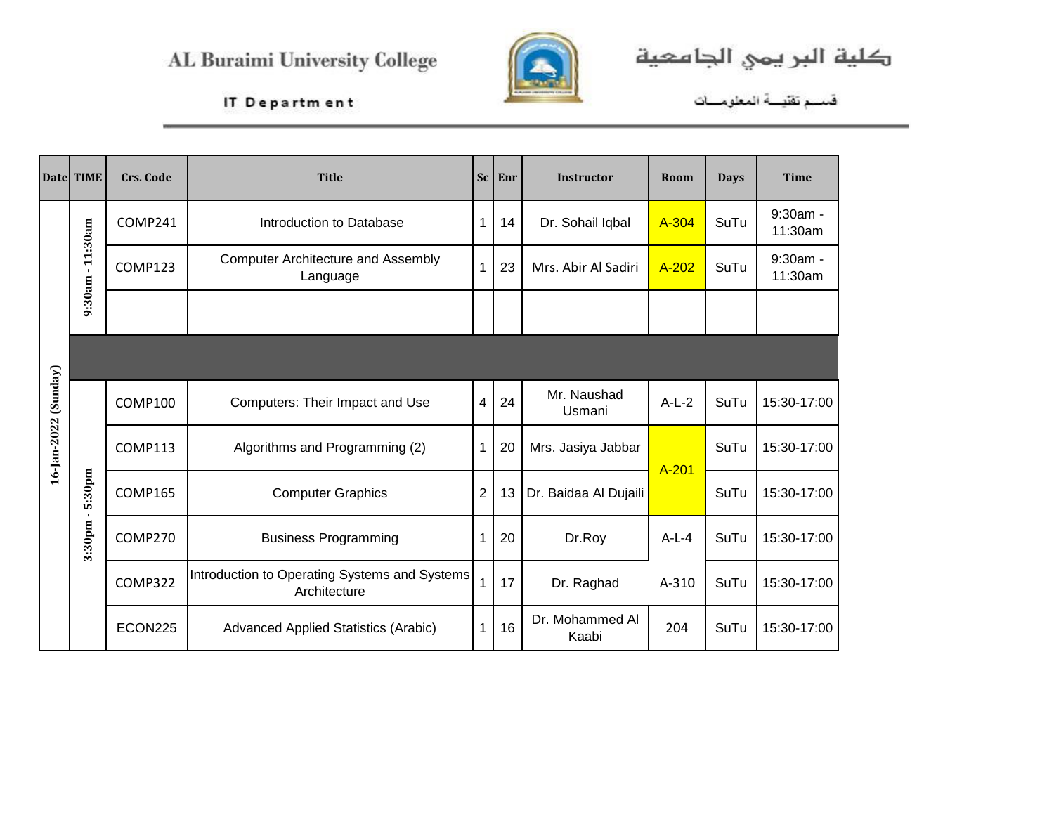AL Buraimi University College

IT Department

كلية البريمي الجامعية

قسم تقنية المعلومات

| Date | TIME | Crs. Code | Title | Sc | Enr | Instructor | Room | Days | Time |
|---|---|---|---|---|---|---|---|---|---|
| 16-Jan-2022 (Sunday) | 9:30am - 11:30am | COMP241 | Introduction to Database | 1 | 14 | Dr. Sohail Iqbal | A-304 | SuTu | 9:30am - 11:30am |
| | | COMP123 | Computer Architecture and Assembly Language | 1 | 23 | Mrs. Abir Al Sadiri | A-202 | SuTu | 9:30am - 11:30am |
| | | | | | | | | | |
| | | | | | | | | | |
| | 3:30pm - 5:30pm | COMP100 | Computers: Their Impact and Use | 4 | 24 | Mr. Naushad Usmani | A-L-2 | SuTu | 15:30-17:00 |
| | | COMP113 | Algorithms and Programming (2) | 1 | 20 | Mrs. Jasiya Jabbar | A-201 | SuTu | 15:30-17:00 |
| | | COMP165 | Computer Graphics | 2 | 13 | Dr. Baidaa Al Dujaili | | SuTu | 15:30-17:00 |
| | | COMP270 | Business Programming | 1 | 20 | Dr.Roy | A-L-4 | SuTu | 15:30-17:00 |
| | | COMP322 | Introduction to Operating Systems and Systems Architecture | 1 | 17 | Dr. Raghad | A-310 | SuTu | 15:30-17:00 |
| | | ECON225 | Advanced Applied Statistics (Arabic) | 1 | 16 | Dr. Mohammed Al Kaabi | 204 | SuTu | 15:30-17:00 |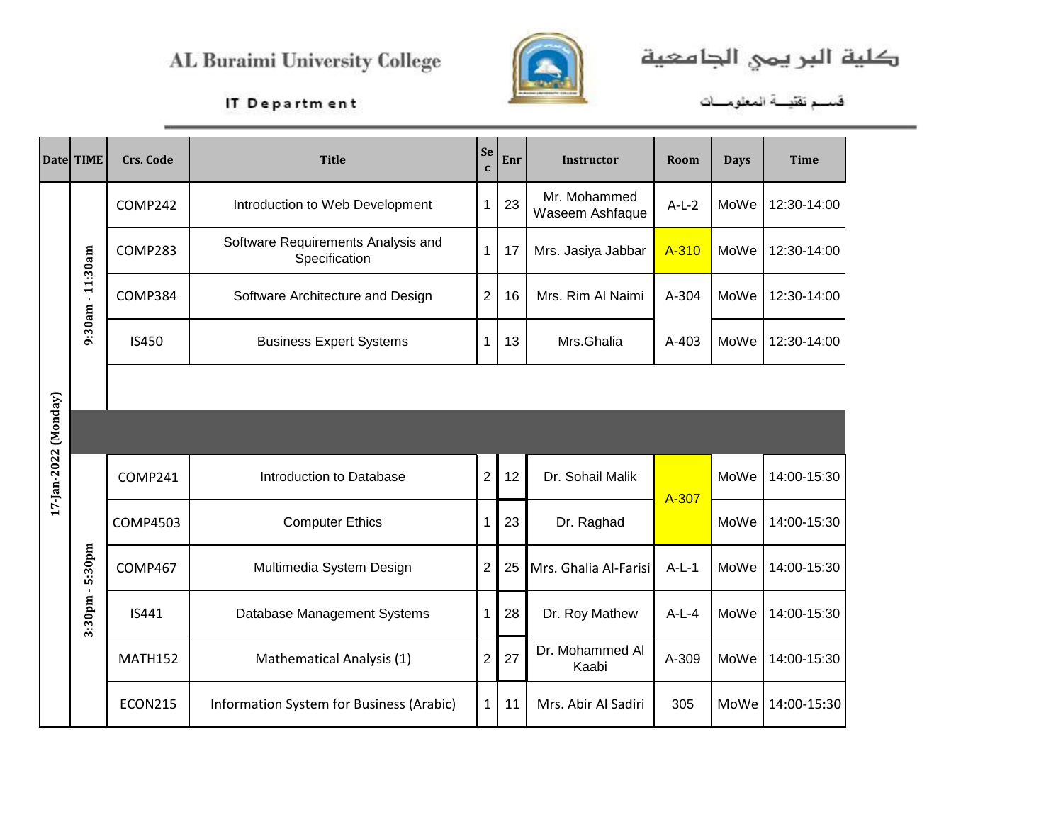AL Buraimi University College

كلية البريمي الجامعية

IT Department

قسم تقنية المعلومات

| Date | TIME | Crs. Code | Title | Sec | Enr | Instructor | Room | Days | Time |
|---|---|---|---|---|---|---|---|---|---|
| 17-Jan-2022 (Monday) | 9:30am - 11:30am | COMP242 | Introduction to Web Development | 1 | 23 | Mr. Mohammed Waseem Ashfaque | A-L-2 | MoWe | 12:30-14:00 |
| | | COMP283 | Software Requirements Analysis and Specification | 1 | 17 | Mrs. Jasiya Jabbar | A-310 | MoWe | 12:30-14:00 |
| | | COMP384 | Software Architecture and Design | 2 | 16 | Mrs. Rim Al Naimi | A-304 | MoWe | 12:30-14:00 |
| | | IS450 | Business Expert Systems | 1 | 13 | Mrs.Ghalia | A-403 | MoWe | 12:30-14:00 |
| | 3:30pm - 5:30pm | COMP241 | Introduction to Database | 2 | 12 | Dr. Sohail Malik | A-307 | MoWe | 14:00-15:30 |
| | | COMP4503 | Computer Ethics | 1 | 23 | Dr. Raghad | A-307 | MoWe | 14:00-15:30 |
| | | COMP467 | Multimedia System Design | 2 | 25 | Mrs. Ghalia Al-Farisi | A-L-1 | MoWe | 14:00-15:30 |
| | | IS441 | Database Management Systems | 1 | 28 | Dr. Roy Mathew | A-L-4 | MoWe | 14:00-15:30 |
| | | MATH152 | Mathematical Analysis (1) | 2 | 27 | Dr. Mohammed Al Kaabi | A-309 | MoWe | 14:00-15:30 |
| | | ECON215 | Information System for Business (Arabic) | 1 | 11 | Mrs. Abir Al Sadiri | 305 | MoWe | 14:00-15:30 |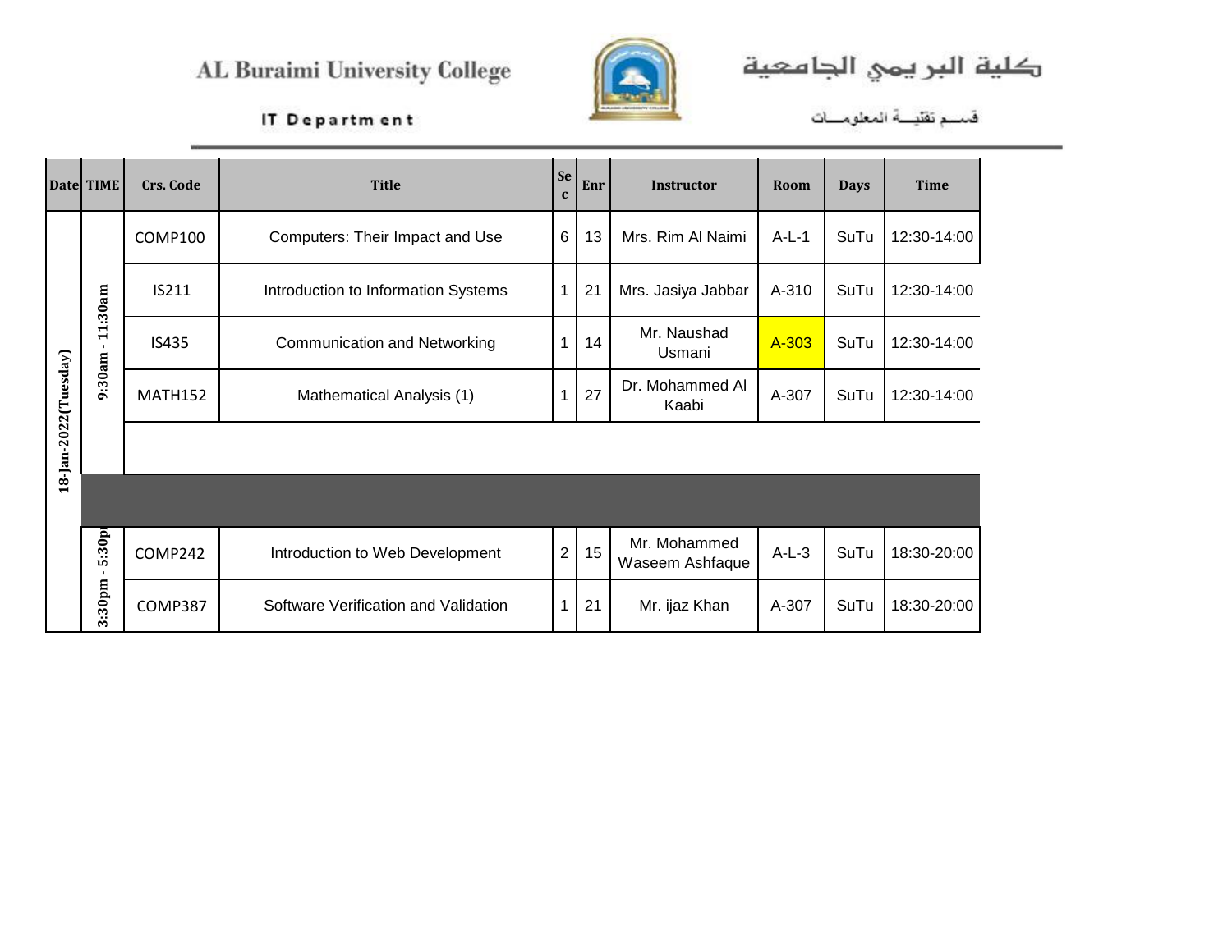AL Buraimi University College

IT Department

كلية البريمي الجامعية

قسم تقنية المعلومات

| Date | TIME | Crs. Code | Title | Sec | Enr | Instructor | Room | Days | Time |
|---|---|---|---|---|---|---|---|---|---|
| 18-Jan-2022(Tuesday) | 9:30am - 11:30am | COMP100 | Computers: Their Impact and Use | 6 | 13 | Mrs. Rim Al Naimi | A-L-1 | SuTu | 12:30-14:00 |
| | | IS211 | Introduction to Information Systems | 1 | 21 | Mrs. Jasiya Jabbar | A-310 | SuTu | 12:30-14:00 |
| | | IS435 | Communication and Networking | 1 | 14 | Mr. Naushad Usmani | A-303 | SuTu | 12:30-14:00 |
| | | MATH152 | Mathematical Analysis (1) | 1 | 27 | Dr. Mohammed Al Kaabi | A-307 | SuTu | 12:30-14:00 |
| | | | | | | | | | |
| | | | | | | | | | |
| | 3:30pm - 5:30pm | COMP242 | Introduction to Web Development | 2 | 15 | Mr. Mohammed Waseem Ashfaque | A-L-3 | SuTu | 18:30-20:00 |
| | | COMP387 | Software Verification and Validation | 1 | 21 | Mr. ijaz Khan | A-307 | SuTu | 18:30-20:00 |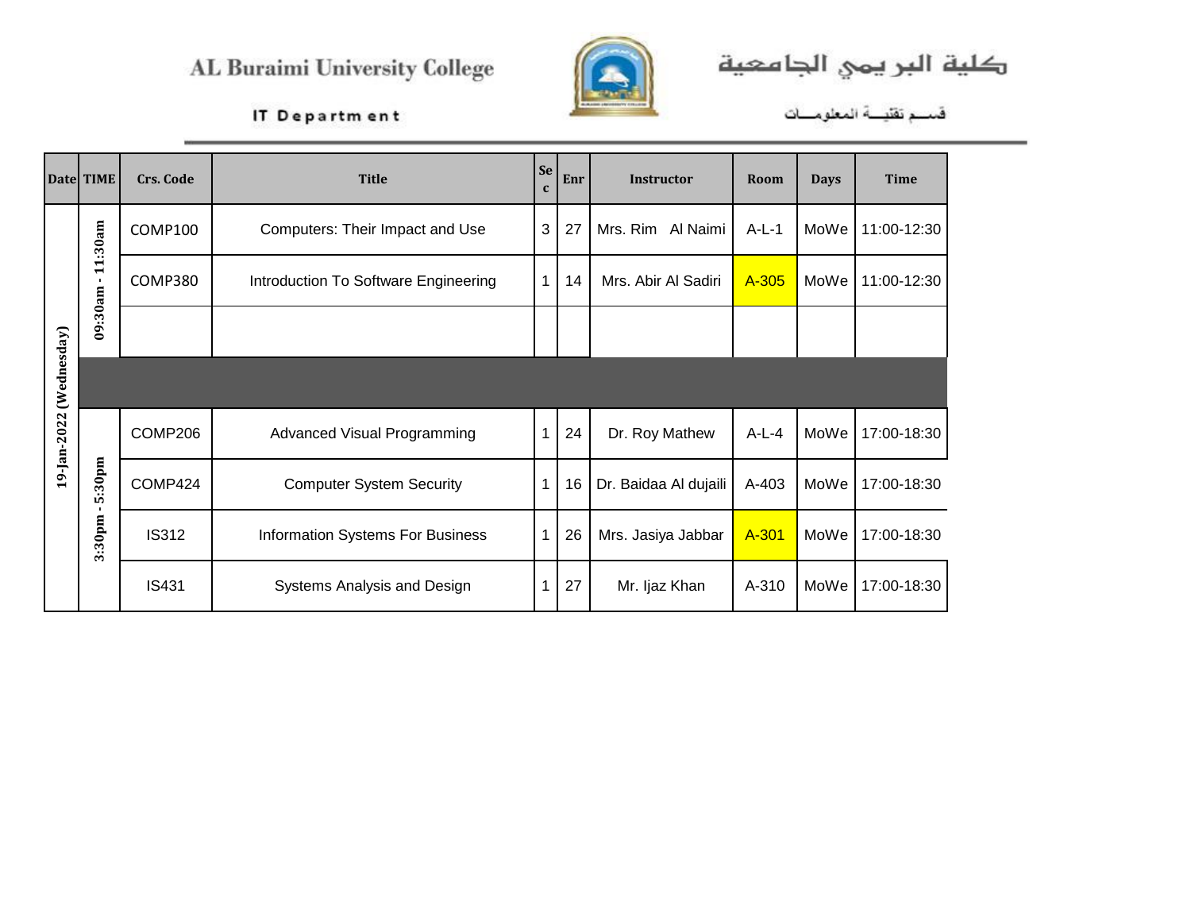AL Buraimi University College

كلية البريمي الجامعية

IT Department

قســم تقنيــة المعلومـــات

| Date | TIME | Crs. Code | Title | Sec | Enr | Instructor | Room | Days | Time |
|---|---|---|---|---|---|---|---|---|---|
| 19-Jan-2022 (Wednesday) | 09:30am - 11:30am | COMP100 | Computers: Their Impact and Use | 3 | 27 | Mrs. Rim Al Naimi | A-L-1 | MoWe | 11:00-12:30 |
| | | COMP380 | Introduction To Software Engineering | 1 | 14 | Mrs. Abir Al Sadiri | A-305 | MoWe | 11:00-12:30 |
| | | | | | | | | | |
| | | | | | | | | | |
| | 3:30pm - 5:30pm | COMP206 | Advanced Visual Programming | 1 | 24 | Dr. Roy Mathew | A-L-4 | MoWe | 17:00-18:30 |
| | | COMP424 | Computer System Security | 1 | 16 | Dr. Baidaa Al dujaili | A-403 | MoWe | 17:00-18:30 |
| | | IS312 | Information Systems For Business | 1 | 26 | Mrs. Jasiya Jabbar | A-301 | MoWe | 17:00-18:30 |
| | | IS431 | Systems Analysis and Design | 1 | 27 | Mr. Ijaz Khan | A-310 | MoWe | 17:00-18:30 |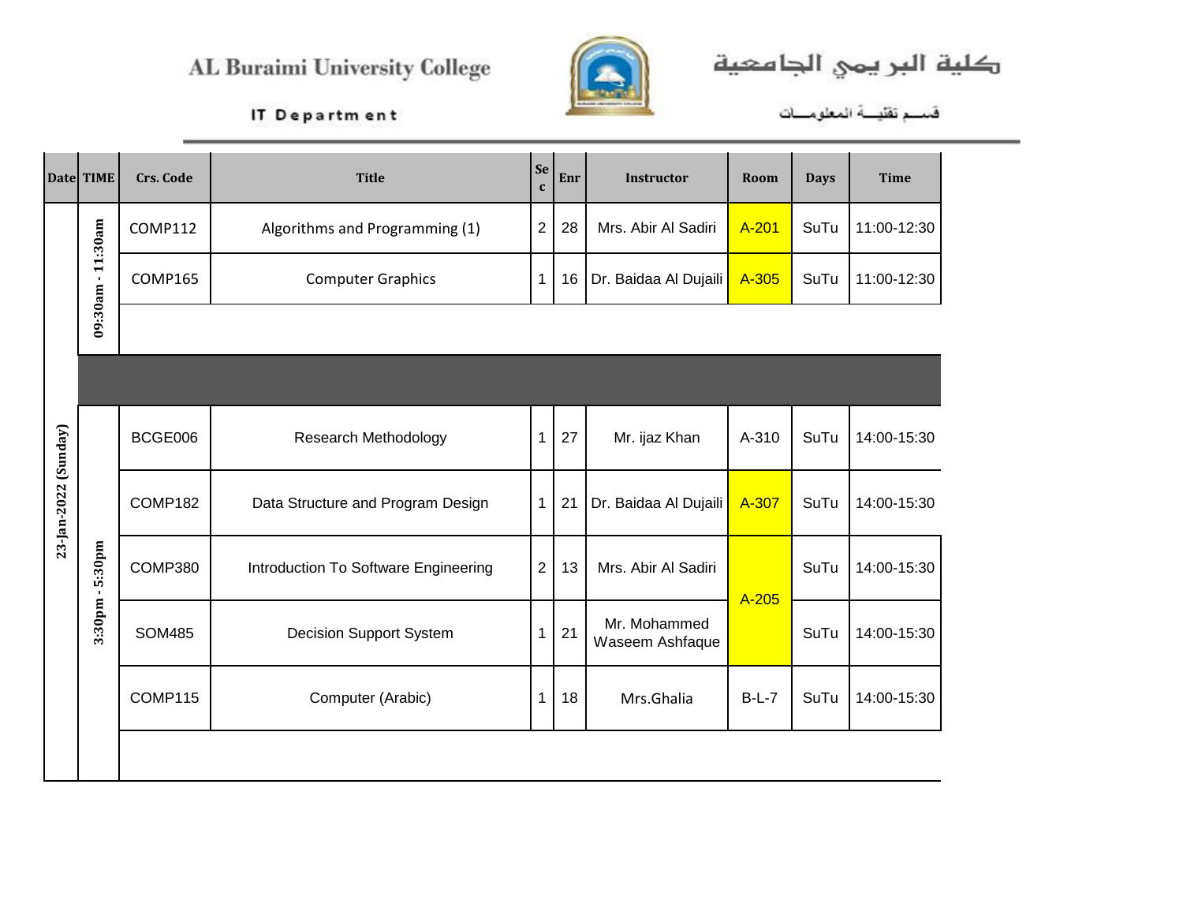AL Buraimi University College

IT Department

كلية البريمي الجامعية

قسم تقنية المعلومات

| Date | TIME | Crs. Code | Title | Sec | Enr | Instructor | Room | Days | Time |
|---|---|---|---|---|---|---|---|---|---|
| 23-Jan-2022 (Sunday) | 09:30am - 11:30am | COMP112 | Algorithms and Programming (1) | 2 | 28 | Mrs. Abir Al Sadiri | A-201 | SuTu | 11:00-12:30 |
| | | COMP165 | Computer Graphics | 1 | 16 | Dr. Baidaa Al Dujaili | A-305 | SuTu | 11:00-12:30 |
| | | | | | | | | | |
| | | | | | | | | | |
| | 3:30pm - 5:30pm | BCGE006 | Research Methodology | 1 | 27 | Mr. ijaz Khan | A-310 | SuTu | 14:00-15:30 |
| | | COMP182 | Data Structure and Program Design | 1 | 21 | Dr. Baidaa Al Dujaili | A-307 | SuTu | 14:00-15:30 |
| | | COMP380 | Introduction To Software Engineering | 2 | 13 | Mrs. Abir Al Sadiri | A-205 | SuTu | 14:00-15:30 |
| | | SOM485 | Decision Support System | 1 | 21 | Mr. Mohammed Waseem Ashfaque | A-205 | SuTu | 14:00-15:30 |
| | | COMP115 | Computer (Arabic) | 1 | 18 | Mrs.Ghalia | B-L-7 | SuTu | 14:00-15:30 |
| | | | | | | | | | |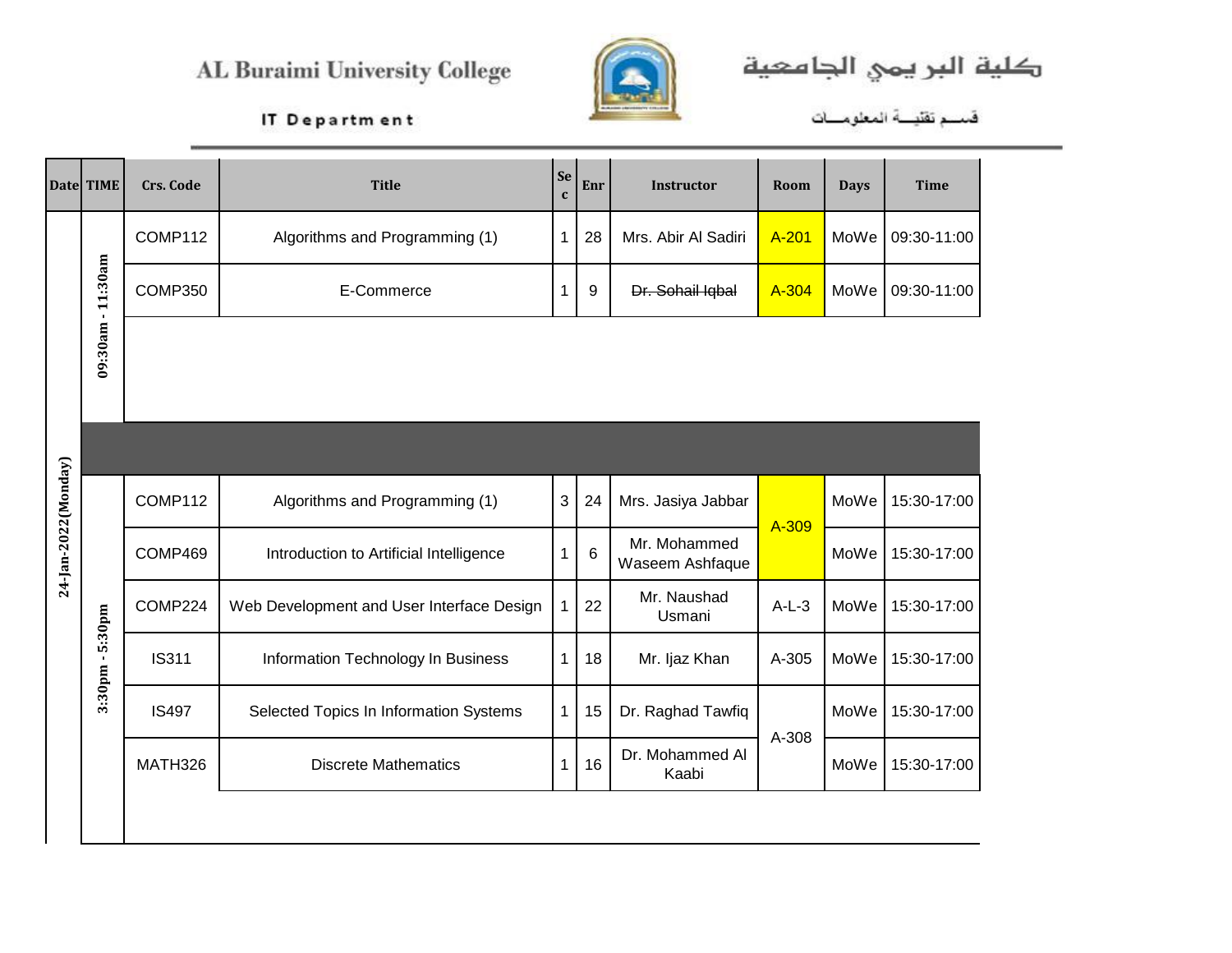AL Buraimi University College

كلية البريمي الجامعية

IT Department

قسم تقنية المعلومات

| Date | TIME | Crs. Code | Title | Sec | Enr | Instructor | Room | Days | Time |
|---|---|---|---|---|---|---|---|---|---|
| 24-Jan-2022(Monday) | 09:30am - 11:30am | COMP112 | Algorithms and Programming (1) | 1 | 28 | Mrs. Abir Al Sadiri | A-201 | MoWe | 09:30-11:00 |
| | | COMP350 | E-Commerce | 1 | 9 | ~~Dr. Sohail Iqbal~~ | A-304 | MoWe | 09:30-11:00 |
| | 3:30pm - 5:30pm | COMP112 | Algorithms and Programming (1) | 3 | 24 | Mrs. Jasiya Jabbar | A-309 | MoWe | 15:30-17:00 |
| | | COMP469 | Introduction to Artificial Intelligence | 1 | 6 | Mr. Mohammed Waseem Ashfaque | A-309 | MoWe | 15:30-17:00 |
| | | COMP224 | Web Development and User Interface Design | 1 | 22 | Mr. Naushad Usmani | A-L-3 | MoWe | 15:30-17:00 |
| | | IS311 | Information Technology In Business | 1 | 18 | Mr. Ijaz Khan | A-305 | MoWe | 15:30-17:00 |
| | | IS497 | Selected Topics In Information Systems | 1 | 15 | Dr. Raghad Tawfiq | A-308 | MoWe | 15:30-17:00 |
| | | MATH326 | Discrete Mathematics | 1 | 16 | Dr. Mohammed Al Kaabi | A-308 | MoWe | 15:30-17:00 |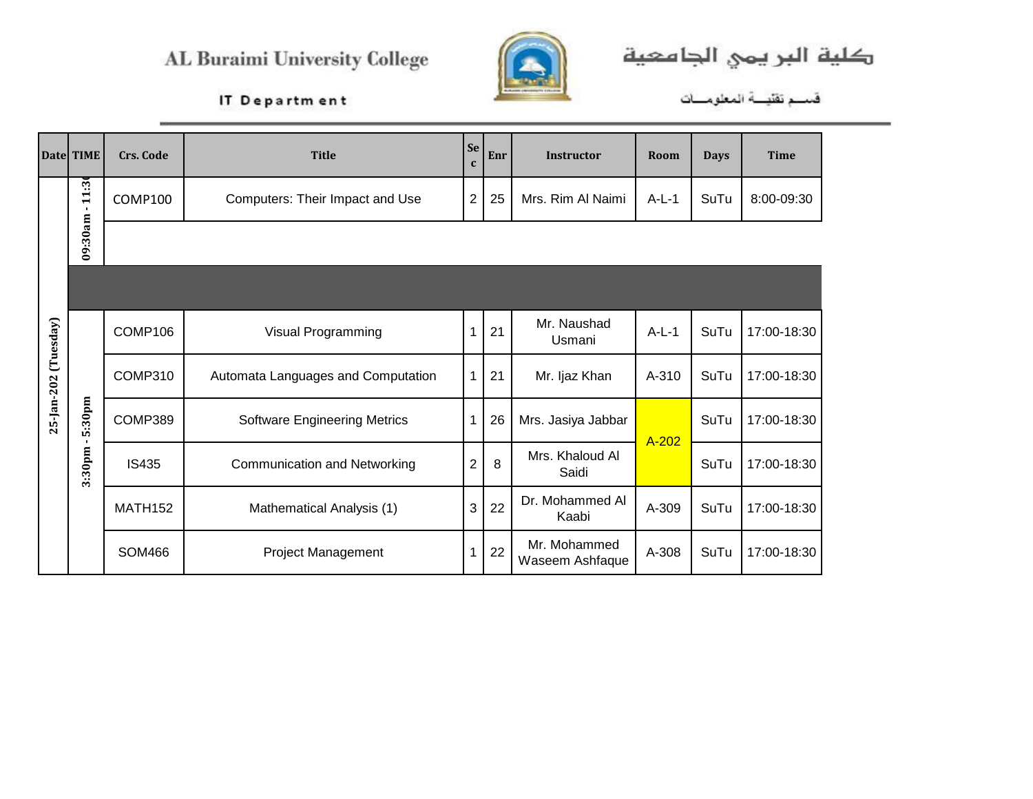AL Buraimi University College

كلية البريمي الجامعية

IT Department

قسم تقنية المعلومات

| Date | TIME | Crs. Code | Title | Sec | Enr | Instructor | Room | Days | Time |
|---|---|---|---|---|---|---|---|---|---|
| 25-Jan-202 (Tuesday) | 09:30am - 11:3 | COMP100 | Computers: Their Impact and Use | 2 | 25 | Mrs. Rim Al Naimi | A-L-1 | SuTu | 8:00-09:30 |
| | | | | | | | | | |
| | | | | | | | | | |
| | 3:30pm - 5:30pm | COMP106 | Visual Programming | 1 | 21 | Mr. Naushad Usmani | A-L-1 | SuTu | 17:00-18:30 |
| | | COMP310 | Automata Languages and Computation | 1 | 21 | Mr. Ijaz Khan | A-310 | SuTu | 17:00-18:30 |
| | | COMP389 | Software Engineering Metrics | 1 | 26 | Mrs. Jasiya Jabbar | A-202 | SuTu | 17:00-18:30 |
| | | IS435 | Communication and Networking | 2 | 8 | Mrs. Khaloud Al Saidi | | SuTu | 17:00-18:30 |
| | | MATH152 | Mathematical Analysis (1) | 3 | 22 | Dr. Mohammed Al Kaabi | A-309 | SuTu | 17:00-18:30 |
| | | SOM466 | Project Management | 1 | 22 | Mr. Mohammed Waseem Ashfaque | A-308 | SuTu | 17:00-18:30 |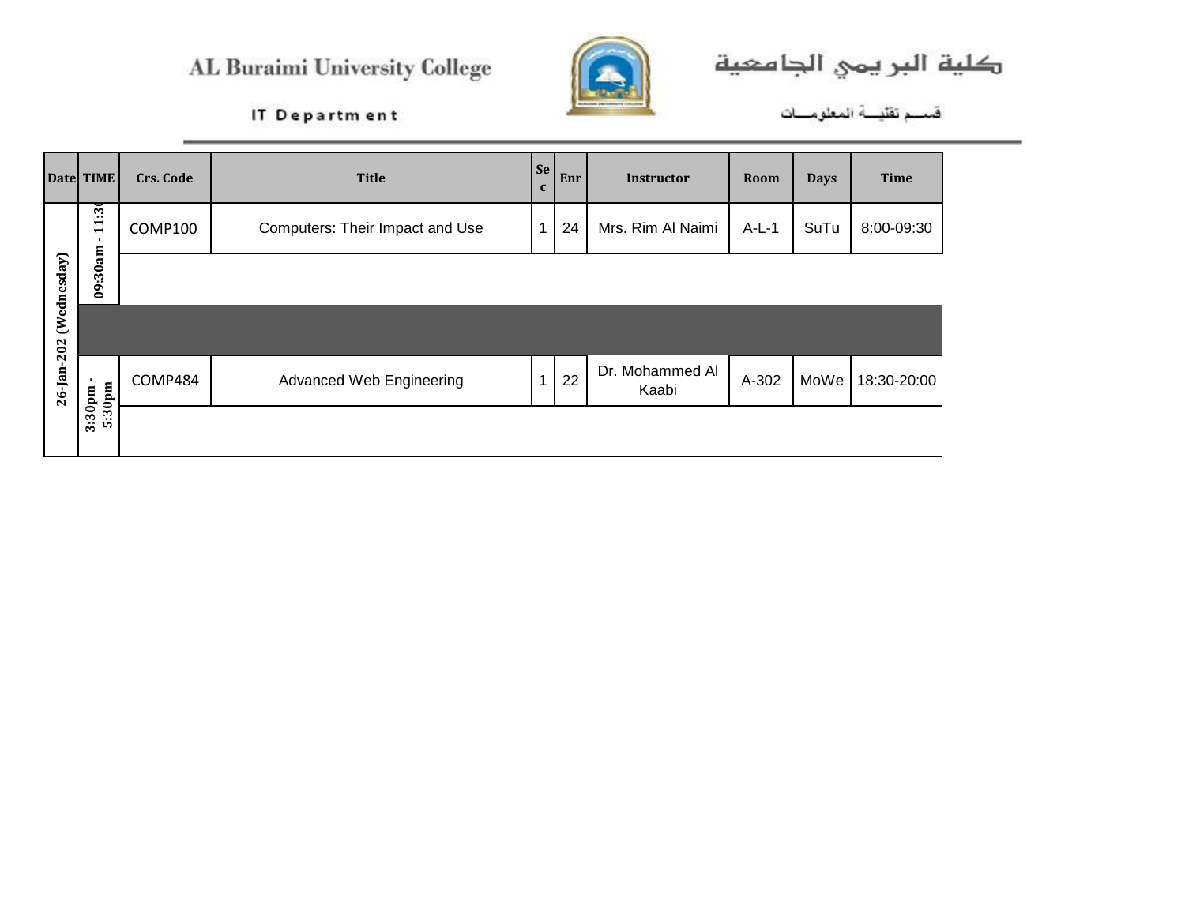AL Buraimi University College

IT Department

كلية البريمي الجامعية

قسم تقنية المعلومات

| Date | TIME | Crs. Code | Title | Sec | Enr | Instructor | Room | Days | Time |
|---|---|---|---|---|---|---|---|---|---|
| 26-Jan-202 (Wednesday) | 09:30am - 11:30 | COMP100 | Computers: Their Impact and Use | 1 | 24 | Mrs. Rim Al Naimi | A-L-1 | SuTu | 8:00-09:30 |
| | | | | | | | | | |
| | | | | | | | | | |
| | 3:30pm - 5:30pm | COMP484 | Advanced Web Engineering | 1 | 22 | Dr. Mohammed Al Kaabi | A-302 | MoWe | 18:30-20:00 |
| | | | | | | | | | |